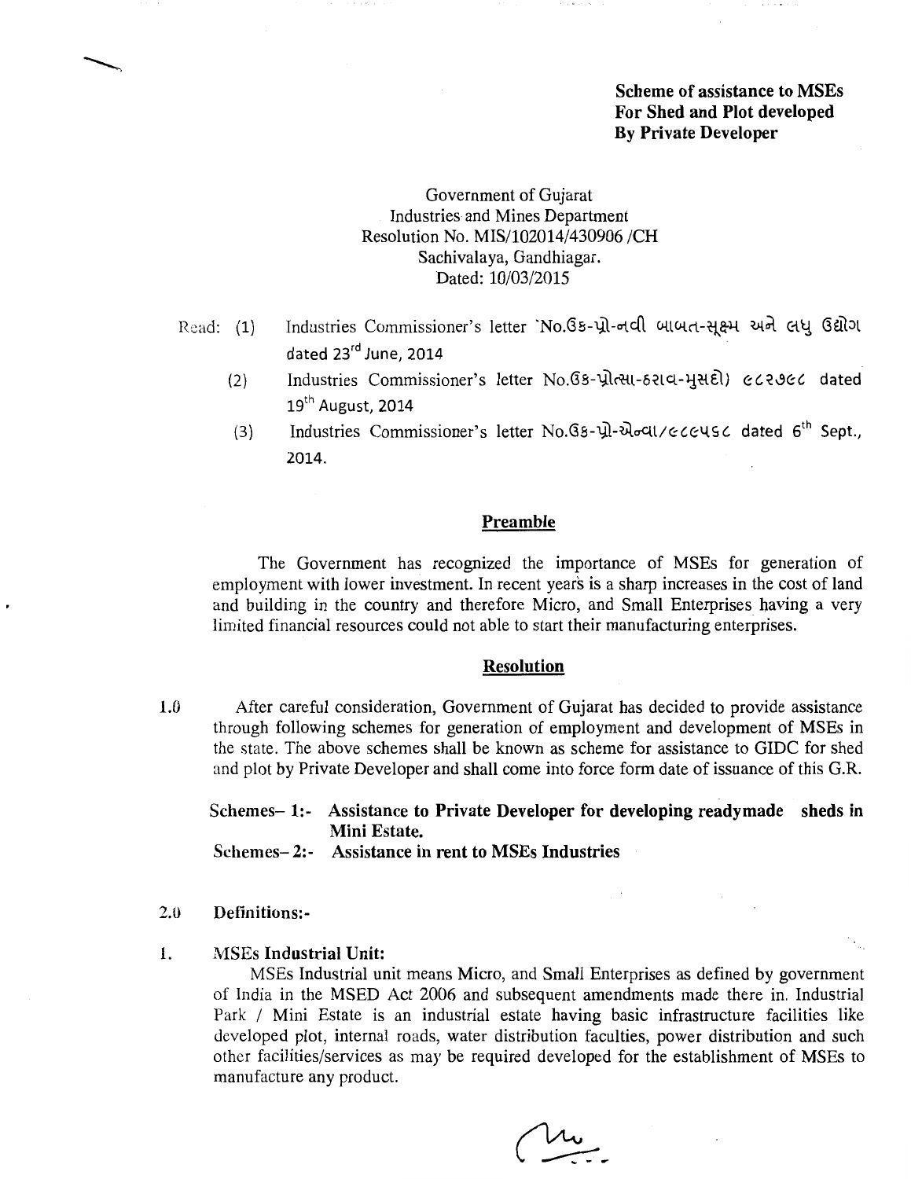**Scheme of assistance to MSEs**
**For Shed and Plot developed**
**By Private Developer**

Government of Gujarat
Industries and Mines Department
Resolution No. MIS/102014/430906 /CH
Sachivalaya, Gandhiagar.
Dated: 10/03/2015

Read: (1) Industries Commissioner's letter `No.ઉક-પ્રો-નવી બાબત-સૂક્ષ્મ અને લઘુ ઉદ્યોગ dated 23rd June, 2014

(2) Industries Commissioner's letter No.ઉક-પ્રોત્સા-ઠરાવ-મુસદો) ૯૮૨૭૯૮ dated 19th August, 2014

(3) Industries Commissioner's letter No.ઉક-પ્રો-એન્વા/૯૮૯૫૬૮ dated 6th Sept., 2014.

## Preamble

The Government has recognized the importance of MSEs for generation of employment with lower investment. In recent years is a sharp increases in the cost of land and building in the country and therefore Micro, and Small Enterprises having a very limited financial resources could not able to start their manufacturing enterprises.

## Resolution

1.0 After careful consideration, Government of Gujarat has decided to provide assistance through following schemes for generation of employment and development of MSEs in the state. The above schemes shall be known as scheme for assistance to GIDC for shed and plot by Private Developer and shall come into force form date of issuance of this G.R.

**Schemes– 1:- Assistance to Private Developer for developing readymade sheds in Mini Estate.**

**Schemes– 2:- Assistance in rent to MSEs Industries**

**2.0 Definitions:-**

1. **MSEs Industrial Unit:**

MSEs Industrial unit means Micro, and Small Enterprises as defined by government of India in the MSED Act 2006 and subsequent amendments made there in. Industrial Park / Mini Estate is an industrial estate having basic infrastructure facilities like developed plot, internal roads, water distribution faculties, power distribution and such other facilities/services as may be required developed for the establishment of MSEs to manufacture any product.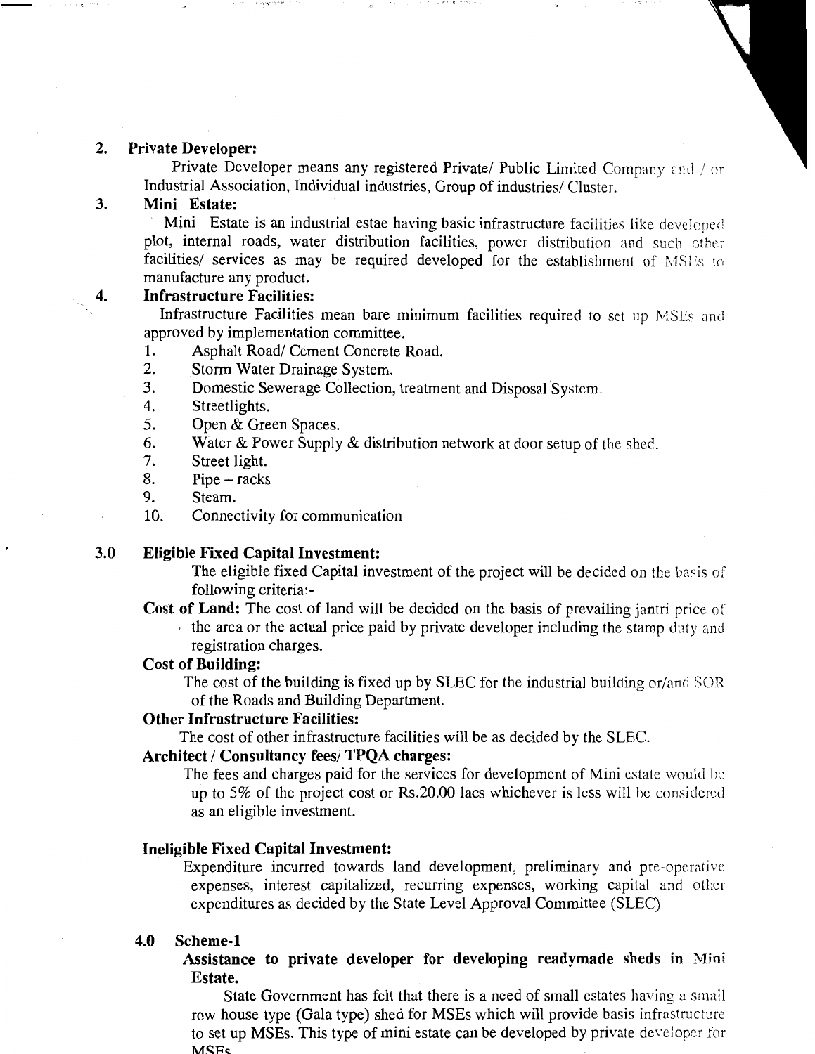**2. Private Developer:**

Private Developer means any registered Private/ Public Limited Company and / or Industrial Association, Individual industries, Group of industries/ Cluster.

**3. Mini Estate:**

Mini Estate is an industrial estae having basic infrastructure facilities like developed plot, internal roads, water distribution facilities, power distribution and such other facilities/ services as may be required developed for the establishment of MSEs to manufacture any product.

**4. Infrastructure Facilities:**

Infrastructure Facilities mean bare minimum facilities required to set up MSEs and approved by implementation committee.

1. Asphalt Road/ Cement Concrete Road.
2. Storm Water Drainage System.
3. Domestic Sewerage Collection, treatment and Disposal System.
4. Streetlights.
5. Open & Green Spaces.
6. Water & Power Supply & distribution network at door setup of the shed.
7. Street light.
8. Pipe – racks
9. Steam.
10. Connectivity for communication

## 3.0 Eligible Fixed Capital Investment:

The eligible fixed Capital investment of the project will be decided on the basis of following criteria:-

**Cost of Land:** The cost of land will be decided on the basis of prevailing jantri price of the area or the actual price paid by private developer including the stamp duty and registration charges.

**Cost of Building:**

The cost of the building is fixed up by SLEC for the industrial building or/and SOR of the Roads and Building Department.

**Other Infrastructure Facilities:**

The cost of other infrastructure facilities will be as decided by the SLEC.

**Architect / Consultancy fees/ TPQA charges:**

The fees and charges paid for the services for development of Mini estate would be up to 5% of the project cost or Rs.20.00 lacs whichever is less will be considered as an eligible investment.

**Ineligible Fixed Capital Investment:**

Expenditure incurred towards land development, preliminary and pre-operative expenses, interest capitalized, recurring expenses, working capital and other expenditures as decided by the State Level Approval Committee (SLEC)

## 4.0 Scheme-1

**Assistance to private developer for developing readymade sheds in Mini Estate.**

State Government has felt that there is a need of small estates having a small row house type (Gala type) shed for MSEs which will provide basis infrastructure to set up MSEs. This type of mini estate can be developed by private developer for MSEs.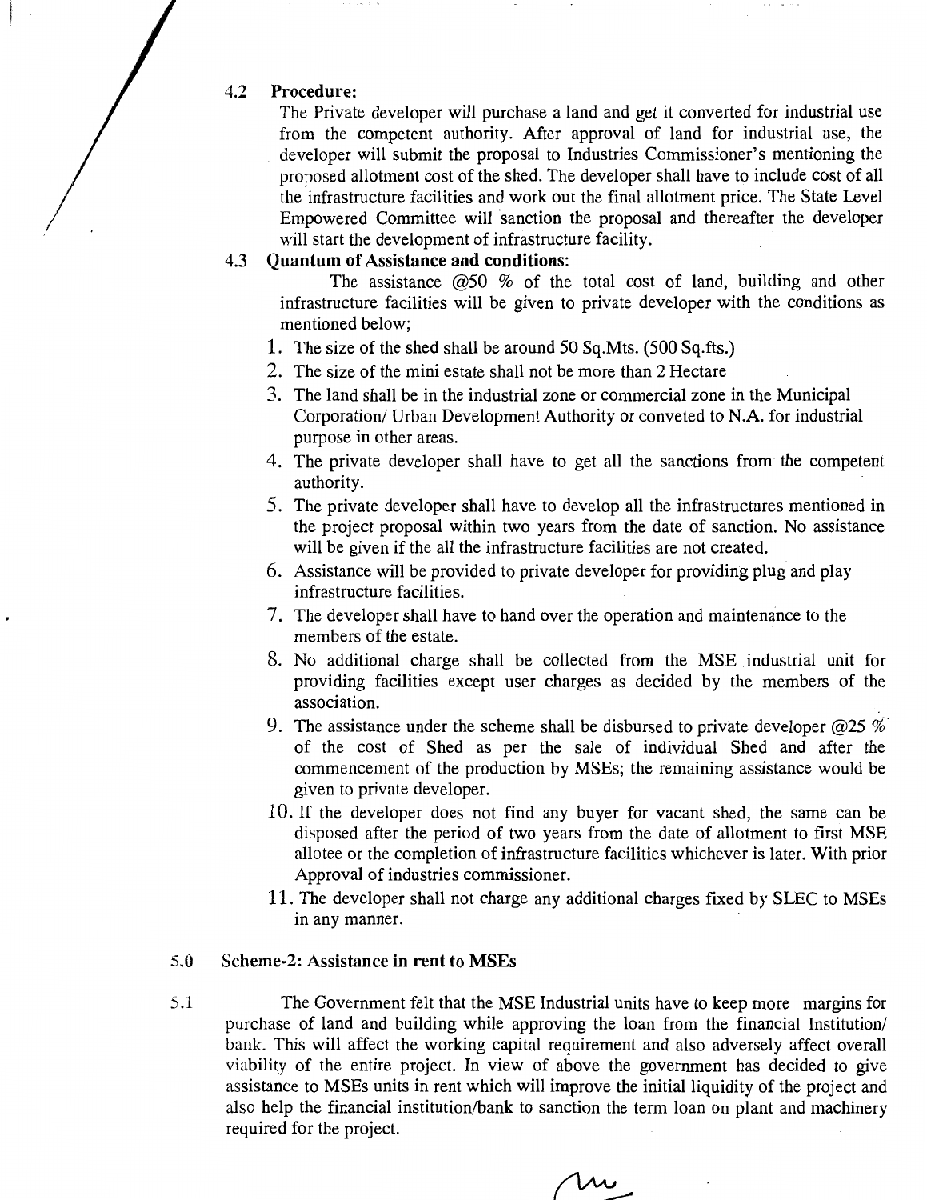### 4.2 Procedure:

The Private developer will purchase a land and get it converted for industrial use from the competent authority. After approval of land for industrial use, the developer will submit the proposal to Industries Commissioner's mentioning the proposed allotment cost of the shed. The developer shall have to include cost of all the infrastructure facilities and work out the final allotment price. The State Level Empowered Committee will sanction the proposal and thereafter the developer will start the development of infrastructure facility.

### 4.3 Quantum of Assistance and conditions:

The assistance @50 % of the total cost of land, building and other infrastructure facilities will be given to private developer with the conditions as mentioned below;

1. The size of the shed shall be around 50 Sq.Mts. (500 Sq.fts.)
2. The size of the mini estate shall not be more than 2 Hectare
3. The land shall be in the industrial zone or commercial zone in the Municipal Corporation/ Urban Development Authority or conveted to N.A. for industrial purpose in other areas.
4. The private developer shall have to get all the sanctions from the competent authority.
5. The private developer shall have to develop all the infrastructures mentioned in the project proposal within two years from the date of sanction. No assistance will be given if the all the infrastructure facilities are not created.
6. Assistance will be provided to private developer for providing plug and play infrastructure facilities.
7. The developer shall have to hand over the operation and maintenance to the members of the estate.
8. No additional charge shall be collected from the MSE industrial unit for providing facilities except user charges as decided by the members of the association.
9. The assistance under the scheme shall be disbursed to private developer @25 % of the cost of Shed as per the sale of individual Shed and after the commencement of the production by MSEs; the remaining assistance would be given to private developer.
10. If the developer does not find any buyer for vacant shed, the same can be disposed after the period of two years from the date of allotment to first MSE allotee or the completion of infrastructure facilities whichever is later. With prior Approval of industries commissioner.
11. The developer shall not charge any additional charges fixed by SLEC to MSEs in any manner.

## 5.0 Scheme-2: Assistance in rent to MSEs

5.1 The Government felt that the MSE Industrial units have to keep more margins for purchase of land and building while approving the loan from the financial Institution/ bank. This will affect the working capital requirement and also adversely affect overall viability of the entire project. In view of above the government has decided to give assistance to MSEs units in rent which will improve the initial liquidity of the project and also help the financial institution/bank to sanction the term loan on plant and machinery required for the project.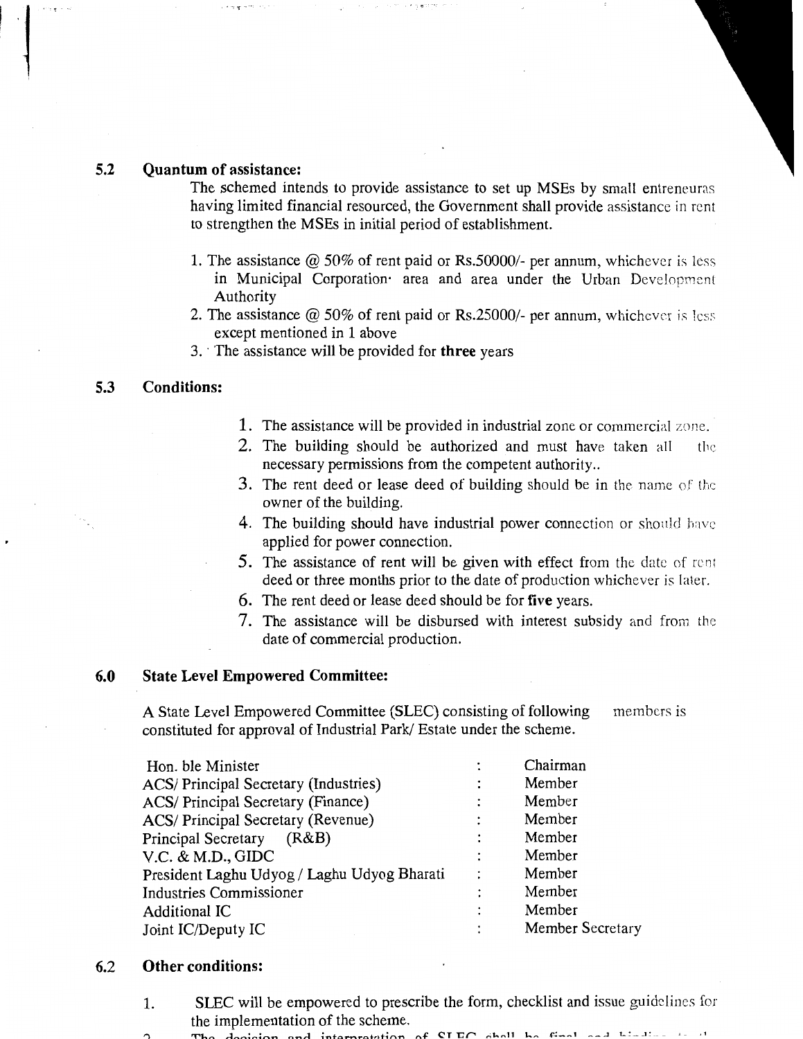### 5.2 Quantum of assistance:

The schemed intends to provide assistance to set up MSEs by small entreneuras having limited financial resourced, the Government shall provide assistance in rent to strengthen the MSEs in initial period of establishment.

1. The assistance @ 50% of rent paid or Rs.50000/- per annum, whichever is less in Municipal Corporation· area and area under the Urban Development Authority
2. The assistance @ 50% of rent paid or Rs.25000/- per annum, whichever is less except mentioned in 1 above
3. The assistance will be provided for **three** years

### 5.3 Conditions:

1. The assistance will be provided in industrial zone or commercial zone.
2. The building should be authorized and must have taken all the necessary permissions from the competent authority..
3. The rent deed or lease deed of building should be in the name of the owner of the building.
4. The building should have industrial power connection or should have applied for power connection.
5. The assistance of rent will be given with effect from the date of rent deed or three months prior to the date of production whichever is later.
6. The rent deed or lease deed should be for **five** years.
7. The assistance will be disbursed with interest subsidy and from the date of commercial production.

### 6.0 State Level Empowered Committee:

A State Level Empowered Committee (SLEC) consisting of following members is constituted for approval of Industrial Park/ Estate under the scheme.

| | | |
|---|---|---|
| Hon. ble Minister | : | Chairman |
| ACS/ Principal Secretary (Industries) | : | Member |
| ACS/ Principal Secretary (Finance) | : | Member |
| ACS/ Principal Secretary (Revenue) | : | Member |
| Principal Secretary (R&B) | : | Member |
| V.C. & M.D., GIDC | : | Member |
| President Laghu Udyog / Laghu Udyog Bharati | : | Member |
| Industries Commissioner | : | Member |
| Additional IC | : | Member |
| Joint IC/Deputy IC | : | Member Secretary |

### 6.2 Other conditions:

1. SLEC will be empowered to prescribe the form, checklist and issue guidelines for the implementation of the scheme.
2. The decision and interpretation of SLEC shall be final and binding to the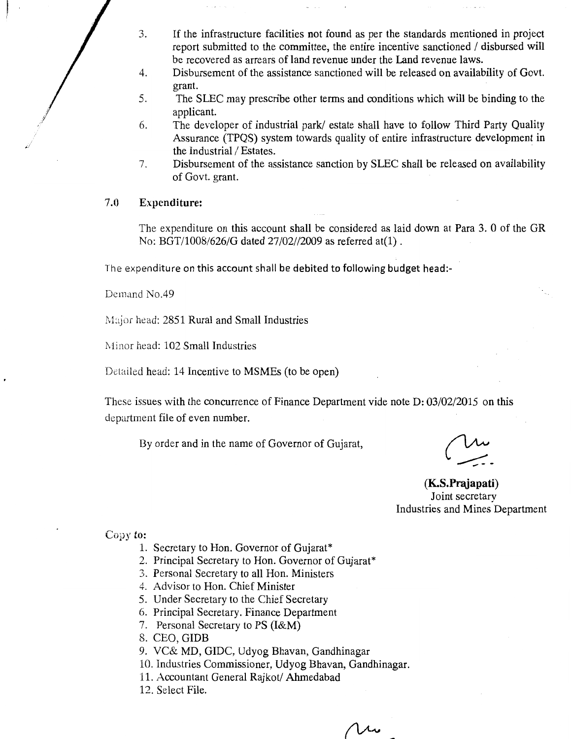3. If the infrastructure facilities not found as per the standards mentioned in project report submitted to the committee, the entire incentive sanctioned / disbursed will be recovered as arrears of land revenue under the Land revenue laws.
4. Disbursement of the assistance sanctioned will be released on availability of Govt. grant.
5. The SLEC may prescribe other terms and conditions which will be binding to the applicant.
6. The developer of industrial park/ estate shall have to follow Third Party Quality Assurance (TPQS) system towards quality of entire infrastructure development in the Industrial / Estates.
7. Disbursement of the assistance sanction by SLEC shall be released on availability of Govt. grant.

## 7.0 Expenditure:

The expenditure on this account shall be considered as laid down at Para 3. 0 of the GR No: BGT/1008/626/G dated 27/02//2009 as referred at(1) .

The expenditure on this account shall be debited to following budget head:-

Demand No.49

Major head: 2851 Rural and Small Industries

Minor head: 102 Small Industries

Detailed head: 14 Incentive to MSMEs (to be open)

These issues with the concurrence of Finance Department vide note D: 03/02/2015 on this department file of even number.

By order and in the name of Governor of Gujarat,

**(K.S.Prajapati)**
Joint secretary
Industries and Mines Department

Copy to:

1. Secretary to Hon. Governor of Gujarat*
2. Principal Secretary to Hon. Governor of Gujarat*
3. Personal Secretary to all Hon. Ministers
4. Advisor to Hon. Chief Minister
5. Under Secretary to the Chief Secretary
6. Principal Secretary. Finance Department
7. Personal Secretary to PS (I&M)
8. CEO, GIDB
9. VC& MD, GIDC, Udyog Bhavan, Gandhinagar
10. Industries Commissioner, Udyog Bhavan, Gandhinagar.
11. Accountant General Rajkot/ Ahmedabad
12. Select File.